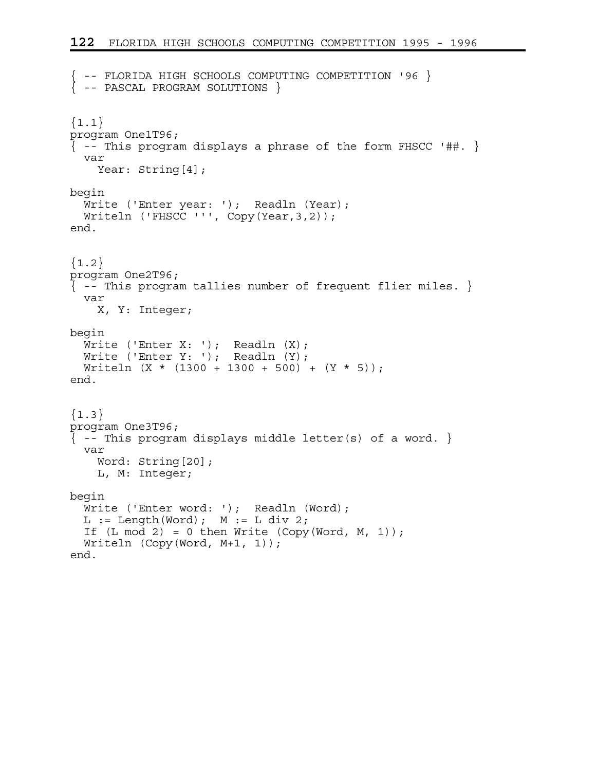```
{ -- FLORIDA HIGH SCHOOLS COMPUTING COMPETITION '96 }
{ -- PASCAL PROGRAM SOLUTIONS }


{1.1}
program One1T96;
{ -- This program displays a phrase of the form FHSCC '##. }
  var
    Year: String[4];

begin
  Write ('Enter year: ');  Readln (Year);
  Writeln ('FHSCC ''', Copy(Year,3,2));
end.


{1.2}
program One2T96;
{ -- This program tallies number of frequent flier miles. }
  var
    X, Y: Integer;

begin
  Write ('Enter X: ');  Readln (X);
  Write ('Enter Y: ');  Readln (Y);
  Writeln (X * (1300 + 1300 + 500) + (Y * 5));
end.


{1.3}
program One3T96;
{ -- This program displays middle letter(s) of a word. }
  var
    Word: String[20];
    L, M: Integer;

begin
  Write ('Enter word: ');  Readln (Word);
  L := Length(Word);  M := L div 2;
  If (L mod 2) = 0 then Write (Copy(Word, M, 1));
  Writeln (Copy(Word, M+1, 1));
end.
```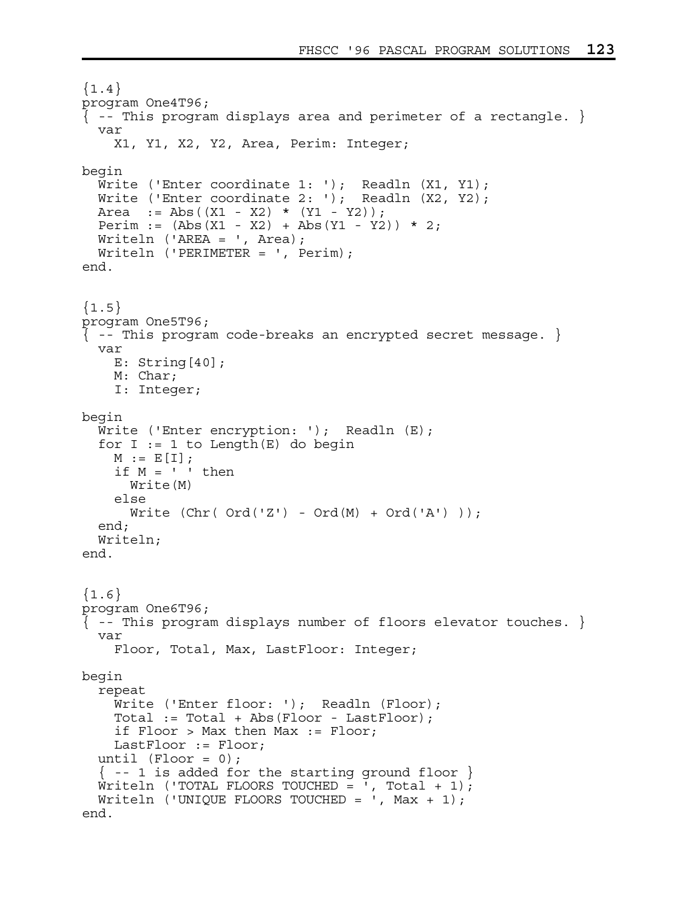```
{1.4}
program One4T96;
{ -- This program displays area and perimeter of a rectangle. }
  var
    X1, Y1, X2, Y2, Area, Perim: Integer;

begin
  Write ('Enter coordinate 1: ');  Readln (X1, Y1);
  Write ('Enter coordinate 2: ');  Readln (X2, Y2);
  Area  := Abs((X1 - X2) * (Y1 - Y2));
  Perim := (Abs(X1 - X2) + Abs(Y1 - Y2)) * 2;
  Writeln ('AREA = ', Area);
  Writeln ('PERIMETER = ', Perim);
end.


{1.5}
program One5T96;
{ -- This program code-breaks an encrypted secret message. }
  var
    E: String[40];
    M: Char;
    I: Integer;

begin
  Write ('Enter encryption: ');  Readln (E);
  for I := 1 to Length(E) do begin
    M := E[I];
    if M = ' ' then
      Write(M)
    else
      Write (Chr( Ord('Z') - Ord(M) + Ord('A') ));
  end;
  Writeln;
end.


{1.6}
program One6T96;
{ -- This program displays number of floors elevator touches. }
  var
    Floor, Total, Max, LastFloor: Integer;

begin
  repeat
    Write ('Enter floor: ');  Readln (Floor);
    Total := Total + Abs(Floor - LastFloor);
    if Floor > Max then Max := Floor;
    LastFloor := Floor;
  until (Floor = 0);
  { -- 1 is added for the starting ground floor }
  Writeln ('TOTAL FLOORS TOUCHED = ', Total + 1);
  Writeln ('UNIQUE FLOORS TOUCHED = ', Max + 1);
end.
```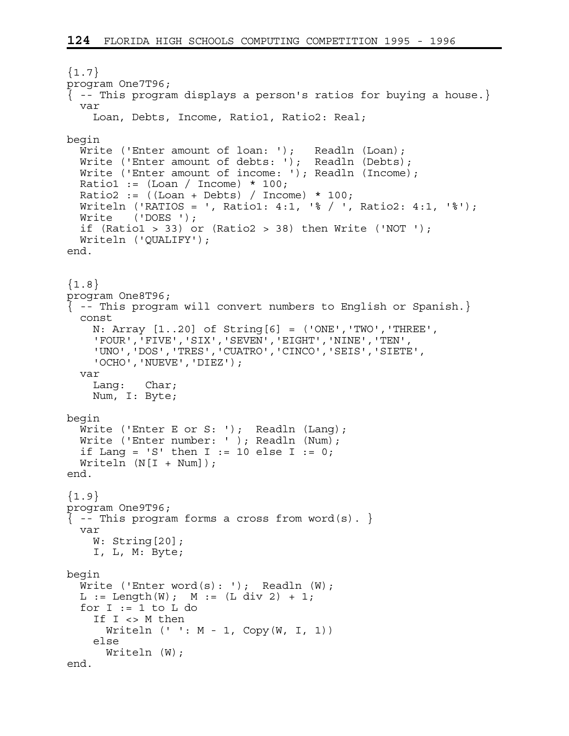```
{1.7}
program One7T96;
{ -- This program displays a person's ratios for buying a house.}
  var
    Loan, Debts, Income, Ratio1, Ratio2: Real;

begin
  Write ('Enter amount of loan: ');   Readln (Loan);
  Write ('Enter amount of debts: ');  Readln (Debts);
  Write ('Enter amount of income: '); Readln (Income);
  Ratio1 := (Loan / Income) * 100;
  Ratio2 := ((Loan + Debts) / Income) * 100;
  Writeln ('RATIOS = ', Ratio1: 4:1, '% / ', Ratio2: 4:1, '%');
  Write   ('DOES ');
  if (Ratio1 > 33) or (Ratio2 > 38) then Write ('NOT ');
  Writeln ('QUALIFY');
end.
```

```
{1.8}
program One8T96;
{ -- This program will convert numbers to English or Spanish.}
  const
    N: Array [1..20] of String[6] = ('ONE','TWO','THREE',
    'FOUR','FIVE','SIX','SEVEN','EIGHT','NINE','TEN',
    'UNO','DOS','TRES','CUATRO','CINCO','SEIS','SIETE',
    'OCHO','NUEVE','DIEZ');
  var
    Lang:   Char;
    Num, I: Byte;

begin
  Write ('Enter E or S: ');  Readln (Lang);
  Write ('Enter number: ' ); Readln (Num);
  if Lang = 'S' then I := 10 else I := 0;
  Writeln (N[I + Num]);
end.
```

```
{1.9}
program One9T96;
{ -- This program forms a cross from word(s). }
  var
    W: String[20];
    I, L, M: Byte;

begin
  Write ('Enter word(s): ');  Readln (W);
  L := Length(W);  M := (L div 2) + 1;
  for I := 1 to L do
    If I <> M then
      Writeln (' ': M - 1, Copy(W, I, 1))
    else
      Writeln (W);
end.
```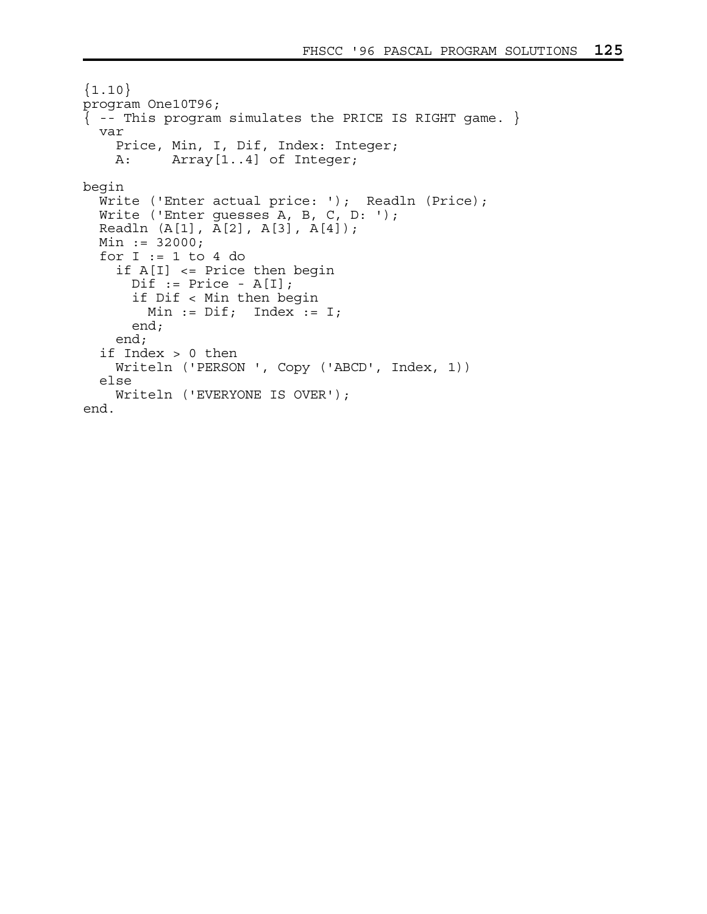```
{1.10}
program One10T96;
{ -- This program simulates the PRICE IS RIGHT game. }
  var
    Price, Min, I, Dif, Index: Integer;
    A:     Array[1..4] of Integer;

begin
  Write ('Enter actual price: ');  Readln (Price);
  Write ('Enter guesses A, B, C, D: ');
  Readln (A[1], A[2], A[3], A[4]);
  Min := 32000;
  for I := 1 to 4 do
    if A[I] <= Price then begin
      Dif := Price - A[I];
      if Dif < Min then begin
        Min := Dif;  Index := I;
      end;
    end;
  if Index > 0 then
    Writeln ('PERSON ', Copy ('ABCD', Index, 1))
  else
    Writeln ('EVERYONE IS OVER');
end.
```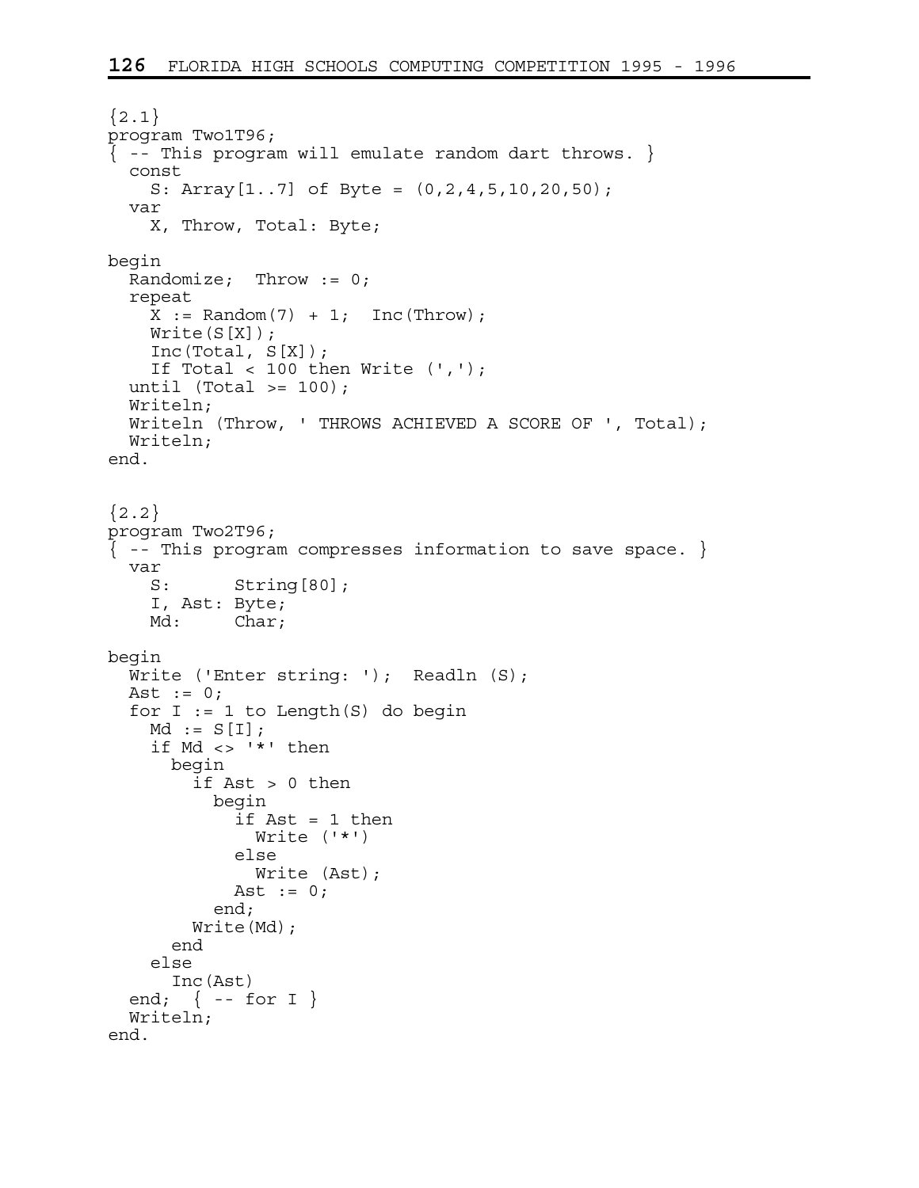```
{2.1}
program Two1T96;
{ -- This program will emulate random dart throws. }
  const
    S: Array[1..7] of Byte = (0,2,4,5,10,20,50);
  var
    X, Throw, Total: Byte;

begin
  Randomize;  Throw := 0;
  repeat
    X := Random(7) + 1;  Inc(Throw);
    Write(S[X]);
    Inc(Total, S[X]);
    If Total < 100 then Write (',');
  until (Total >= 100);
  Writeln;
  Writeln (Throw, ' THROWS ACHIEVED A SCORE OF ', Total);
  Writeln;
end.
```

```
{2.2}
program Two2T96;
{ -- This program compresses information to save space. }
  var
    S:      String[80];
    I, Ast: Byte;
    Md:     Char;

begin
  Write ('Enter string: ');  Readln (S);
  Ast := 0;
  for I := 1 to Length(S) do begin
    Md := S[I];
    if Md <> '*' then
      begin
        if Ast > 0 then
          begin
            if Ast = 1 then
              Write ('*')
            else
              Write (Ast);
            Ast := 0;
          end;
        Write(Md);
      end
    else
      Inc(Ast)
  end;  { -- for I }
  Writeln;
end.
```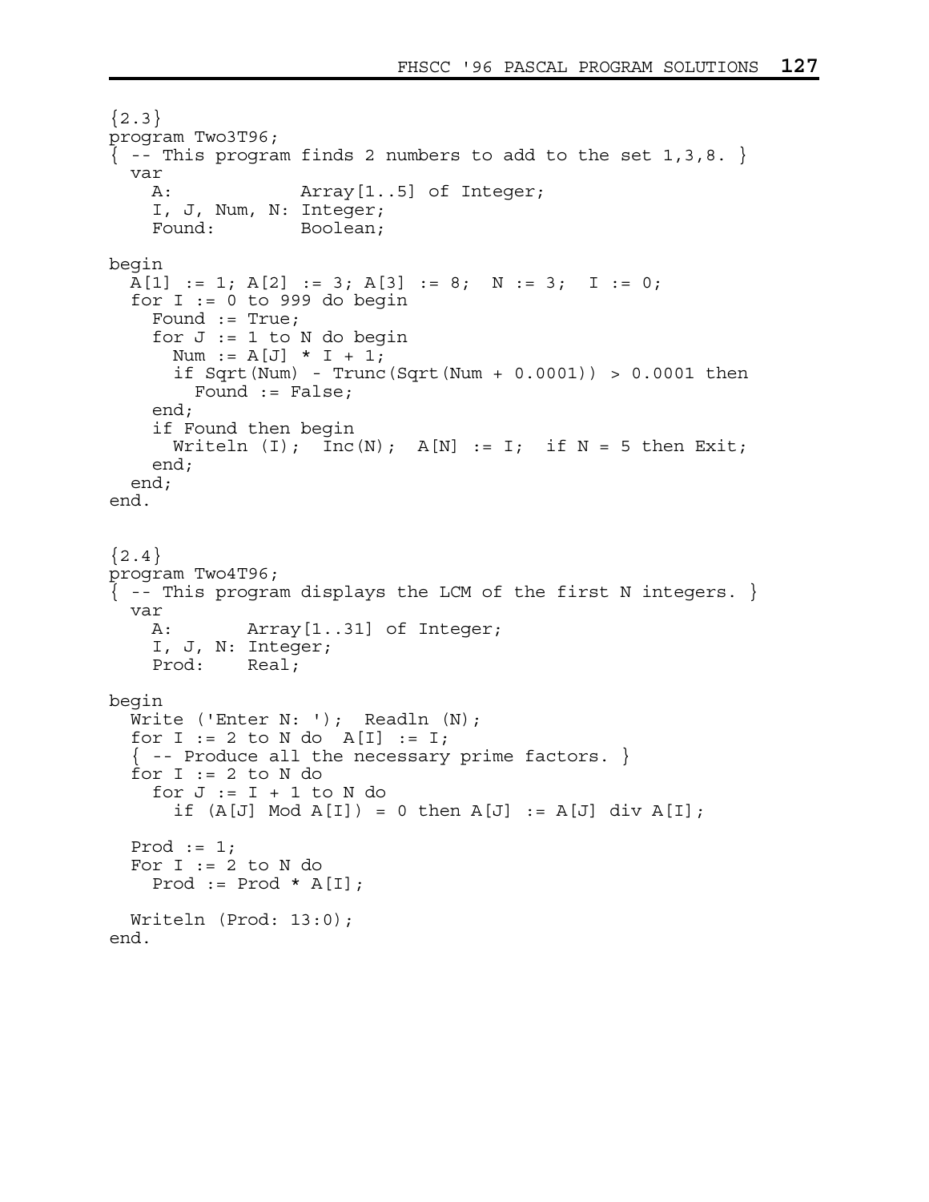```
{2.3}
program Two3T96;
{ -- This program finds 2 numbers to add to the set 1,3,8. }
  var
    A:             Array[1..5] of Integer;
    I, J, Num, N: Integer;
    Found:         Boolean;

begin
  A[1] := 1; A[2] := 3; A[3] := 8;  N := 3;  I := 0;
  for I := 0 to 999 do begin
    Found := True;
    for J := 1 to N do begin
      Num := A[J] * I + 1;
      if Sqrt(Num) - Trunc(Sqrt(Num + 0.0001)) > 0.0001 then
        Found := False;
    end;
    if Found then begin
      Writeln (I);  Inc(N);  A[N] := I;  if N = 5 then Exit;
    end;
  end;
end.
```

```
{2.4}
program Two4T96;
{ -- This program displays the LCM of the first N integers. }
  var
    A:       Array[1..31] of Integer;
    I, J, N: Integer;
    Prod:    Real;

begin
  Write ('Enter N: ');  Readln (N);
  for I := 2 to N do  A[I] := I;
  { -- Produce all the necessary prime factors. }
  for I := 2 to N do
    for J := I + 1 to N do
      if (A[J] Mod A[I]) = 0 then A[J] := A[J] div A[I];

  Prod := 1;
  For I := 2 to N do
    Prod := Prod * A[I];

  Writeln (Prod: 13:0);
end.
```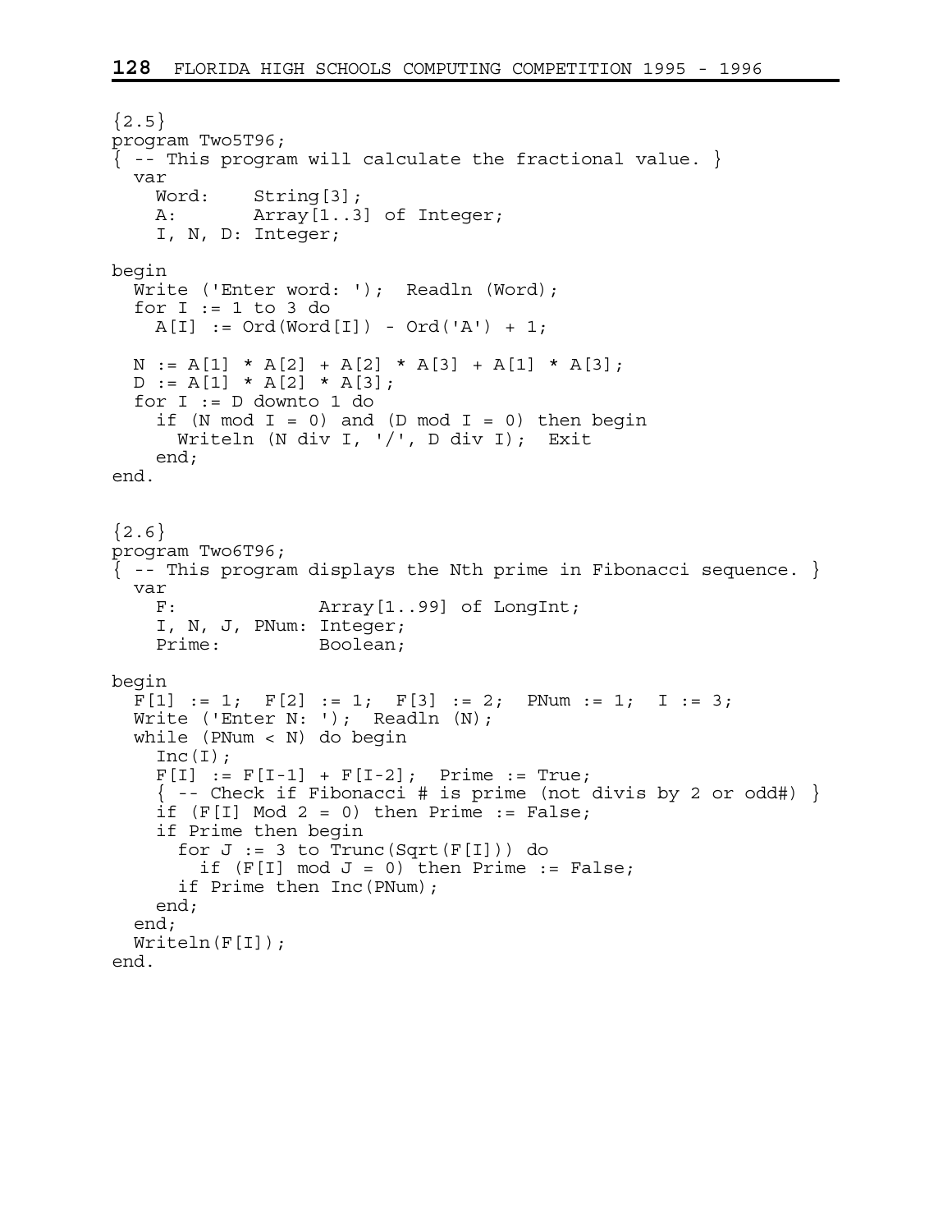```
{2.5}
program Two5T96;
{ -- This program will calculate the fractional value. }
  var
    Word:    String[3];
    A:       Array[1..3] of Integer;
    I, N, D: Integer;

begin
  Write ('Enter word: ');  Readln (Word);
  for I := 1 to 3 do
    A[I] := Ord(Word[I]) - Ord('A') + 1;

  N := A[1] * A[2] + A[2] * A[3] + A[1] * A[3];
  D := A[1] * A[2] * A[3];
  for I := D downto 1 do
    if (N mod I = 0) and (D mod I = 0) then begin
      Writeln (N div I, '/', D div I);  Exit
    end;
end.
```

```
{2.6}
program Two6T96;
{ -- This program displays the Nth prime in Fibonacci sequence. }
  var
    F:             Array[1..99] of LongInt;
    I, N, J, PNum: Integer;
    Prime:         Boolean;

begin
  F[1] := 1;  F[2] := 1;  F[3] := 2;  PNum := 1;  I := 3;
  Write ('Enter N: ');  Readln (N);
  while (PNum < N) do begin
    Inc(I);
    F[I] := F[I-1] + F[I-2];  Prime := True;
    { -- Check if Fibonacci # is prime (not divis by 2 or odd#) }
    if (F[I] Mod 2 = 0) then Prime := False;
    if Prime then begin
      for J := 3 to Trunc(Sqrt(F[I])) do
        if (F[I] mod J = 0) then Prime := False;
      if Prime then Inc(PNum);
    end;
  end;
  Writeln(F[I]);
end.
```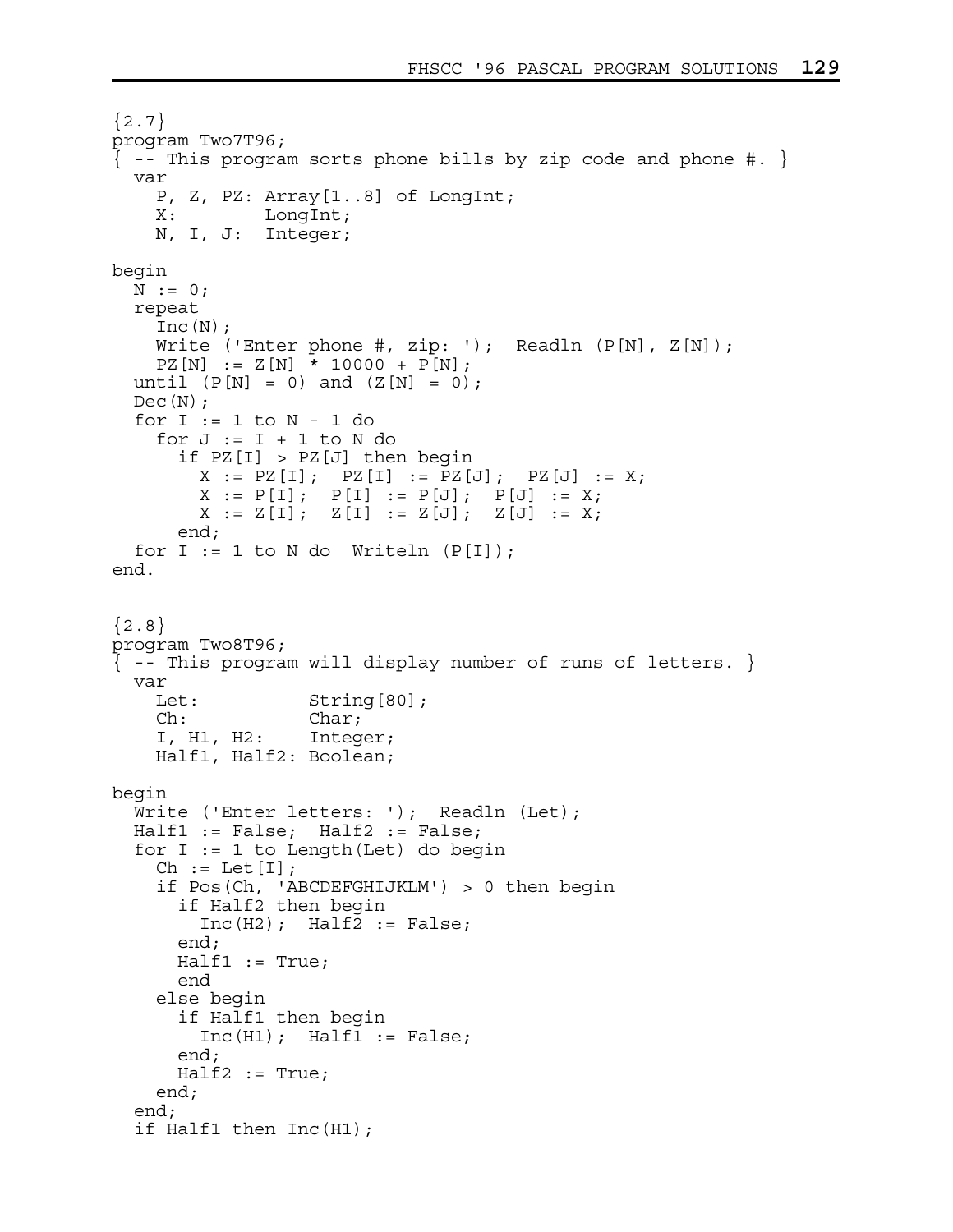```
{2.7}
program Two7T96;
{ -- This program sorts phone bills by zip code and phone #. }
  var
    P, Z, PZ: Array[1..8] of LongInt;
    X:        LongInt;
    N, I, J:  Integer;

begin
  N := 0;
  repeat
    Inc(N);
    Write ('Enter phone #, zip: ');  Readln (P[N], Z[N]);
    PZ[N] := Z[N] * 10000 + P[N];
  until (P[N] = 0) and (Z[N] = 0);
  Dec(N);
  for I := 1 to N - 1 do
    for J := I + 1 to N do
      if PZ[I] > PZ[J] then begin
        X := PZ[I];  PZ[I] := PZ[J];  PZ[J] := X;
        X := P[I];  P[I] := P[J];  P[J] := X;
        X := Z[I];  Z[I] := Z[J];  Z[J] := X;
      end;
  for I := 1 to N do  Writeln (P[I]);
end.


{2.8}
program Two8T96;
{ -- This program will display number of runs of letters. }
  var
    Let:          String[80];
    Ch:           Char;
    I, H1, H2:    Integer;
    Half1, Half2: Boolean;

begin
  Write ('Enter letters: ');  Readln (Let);
  Half1 := False;  Half2 := False;
  for I := 1 to Length(Let) do begin
    Ch := Let[I];
    if Pos(Ch, 'ABCDEFGHIJKLM') > 0 then begin
      if Half2 then begin
        Inc(H2);  Half2 := False;
      end;
      Half1 := True;
      end
    else begin
      if Half1 then begin
        Inc(H1);  Half1 := False;
      end;
      Half2 := True;
    end;
  end;
  if Half1 then Inc(H1);
```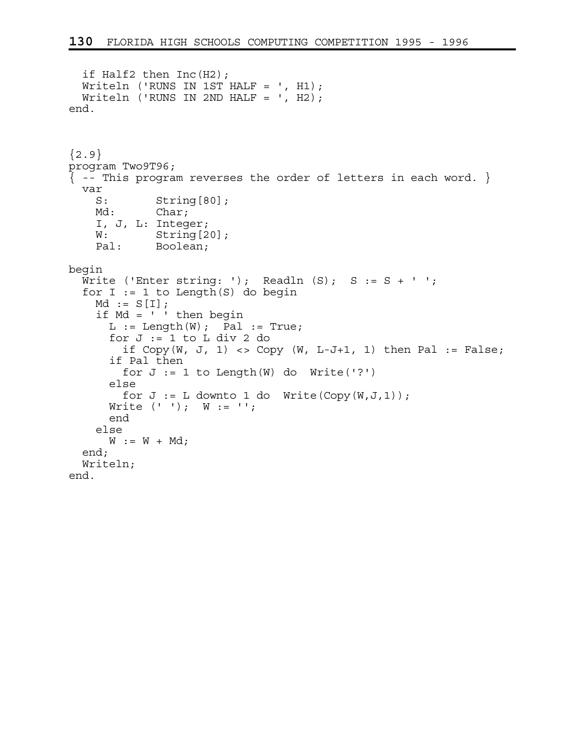```
  if Half2 then Inc(H2);
  Writeln ('RUNS IN 1ST HALF = ', H1);
  Writeln ('RUNS IN 2ND HALF = ', H2);
end.
```

```
{2.9}
program Two9T96;
{ -- This program reverses the order of letters in each word. }
  var
    S:       String[80];
    Md:      Char;
    I, J, L: Integer;
    W:       String[20];
    Pal:     Boolean;

begin
  Write ('Enter string: ');  Readln (S);  S := S + ' ';
  for I := 1 to Length(S) do begin
    Md := S[I];
    if Md = ' ' then begin
      L := Length(W);  Pal := True;
      for J := 1 to L div 2 do
        if Copy(W, J, 1) <> Copy (W, L-J+1, 1) then Pal := False;
      if Pal then
        for J := 1 to Length(W) do  Write('?')
      else
        for J := L downto 1 do  Write(Copy(W,J,1));
      Write (' ');  W := '';
      end
    else
      W := W + Md;
  end;
  Writeln;
end.
```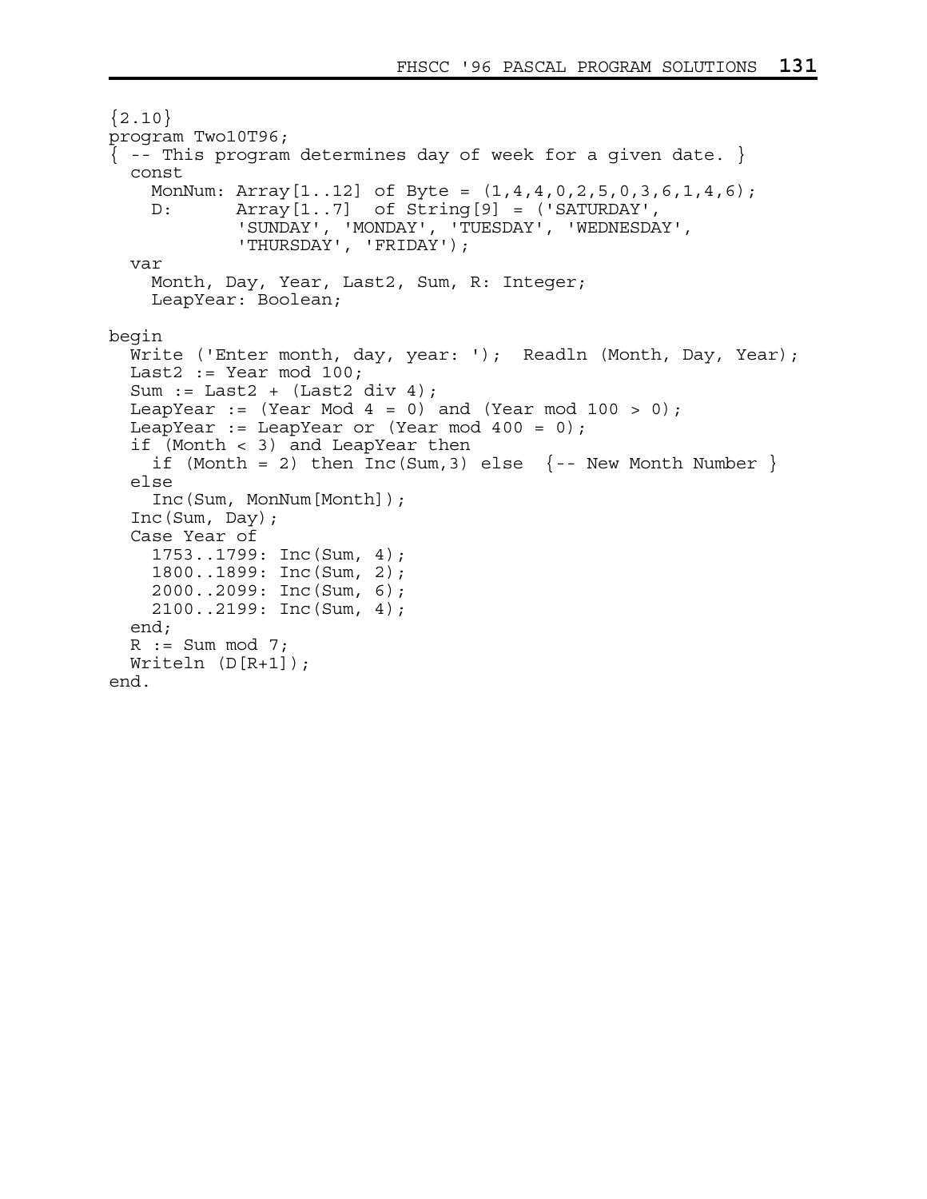```
{2.10}
program Two10T96;
{ -- This program determines day of week for a given date. }
  const
    MonNum: Array[1..12] of Byte = (1,4,4,0,2,5,0,3,6,1,4,6);
    D:      Array[1..7]  of String[9] = ('SATURDAY',
            'SUNDAY', 'MONDAY', 'TUESDAY', 'WEDNESDAY',
            'THURSDAY', 'FRIDAY');
  var
    Month, Day, Year, Last2, Sum, R: Integer;
    LeapYear: Boolean;

begin
  Write ('Enter month, day, year: ');  Readln (Month, Day, Year);
  Last2 := Year mod 100;
  Sum := Last2 + (Last2 div 4);
  LeapYear := (Year Mod 4 = 0) and (Year mod 100 > 0);
  LeapYear := LeapYear or (Year mod 400 = 0);
  if (Month < 3) and LeapYear then
    if (Month = 2) then Inc(Sum,3) else  {-- New Month Number }
  else
    Inc(Sum, MonNum[Month]);
  Inc(Sum, Day);
  Case Year of
    1753..1799: Inc(Sum, 4);
    1800..1899: Inc(Sum, 2);
    2000..2099: Inc(Sum, 6);
    2100..2199: Inc(Sum, 4);
  end;
  R := Sum mod 7;
  Writeln (D[R+1]);
end.
```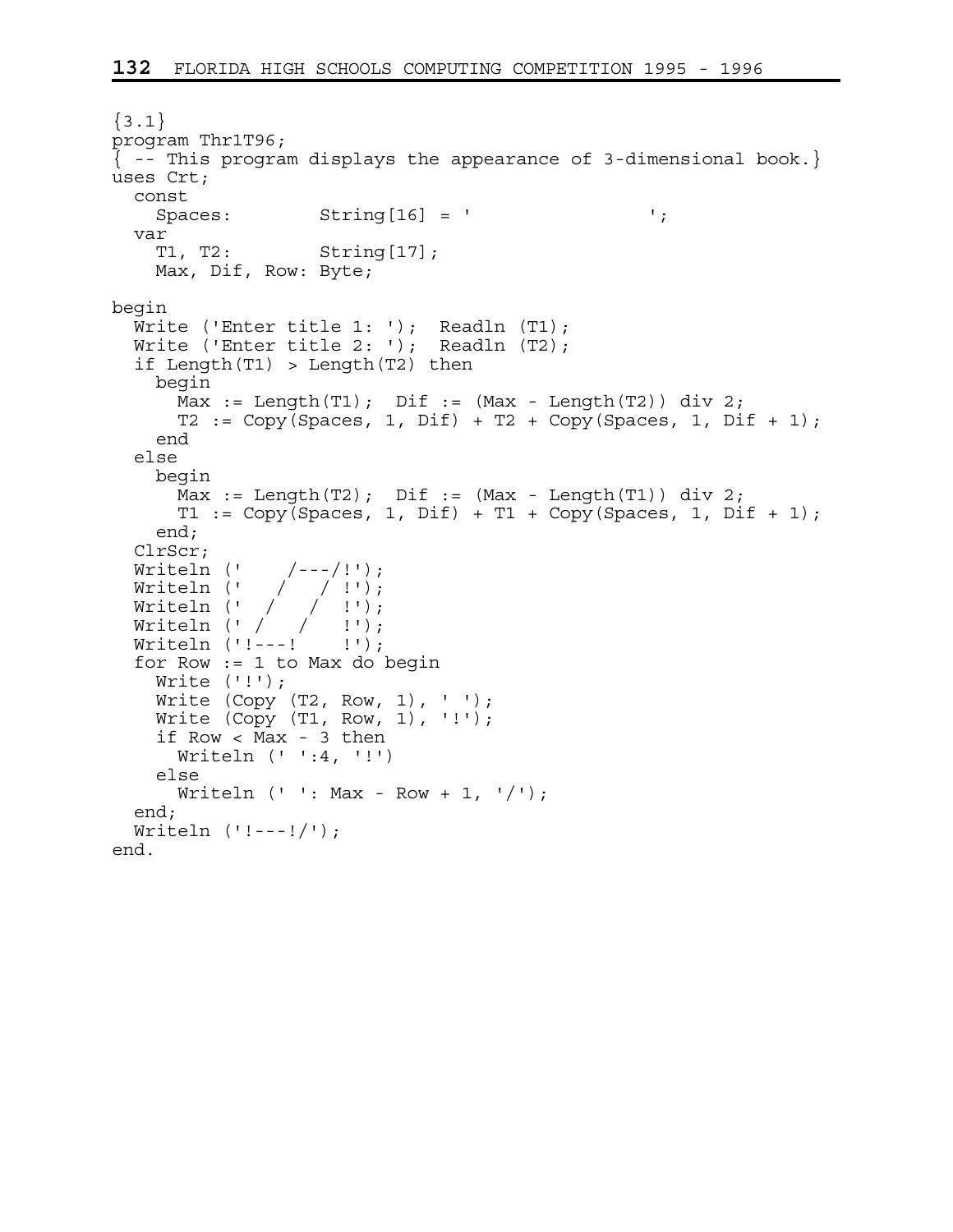```
{3.1}
program Thr1T96;
{ -- This program displays the appearance of 3-dimensional book.}
uses Crt;
  const
    Spaces:        String[16] = '                ';
  var
    T1, T2:        String[17];
    Max, Dif, Row: Byte;

begin
  Write ('Enter title 1: ');  Readln (T1);
  Write ('Enter title 2: ');  Readln (T2);
  if Length(T1) > Length(T2) then
    begin
      Max := Length(T1);  Dif := (Max - Length(T2)) div 2;
      T2 := Copy(Spaces, 1, Dif) + T2 + Copy(Spaces, 1, Dif + 1);
    end
  else
    begin
      Max := Length(T2);  Dif := (Max - Length(T1)) div 2;
      T1 := Copy(Spaces, 1, Dif) + T1 + Copy(Spaces, 1, Dif + 1);
    end;
  ClrScr;
  Writeln ('    /---/!');
  Writeln ('   /   / !');
  Writeln ('  /   /  !');
  Writeln (' /   /   !');
  Writeln ('!---!    !');
  for Row := 1 to Max do begin
    Write ('!');
    Write (Copy (T2, Row, 1), ' ');
    Write (Copy (T1, Row, 1), '!');
    if Row < Max - 3 then
      Writeln (' ':4, '!')
    else
      Writeln (' ': Max - Row + 1, '/');
  end;
  Writeln ('!---!/');
end.
```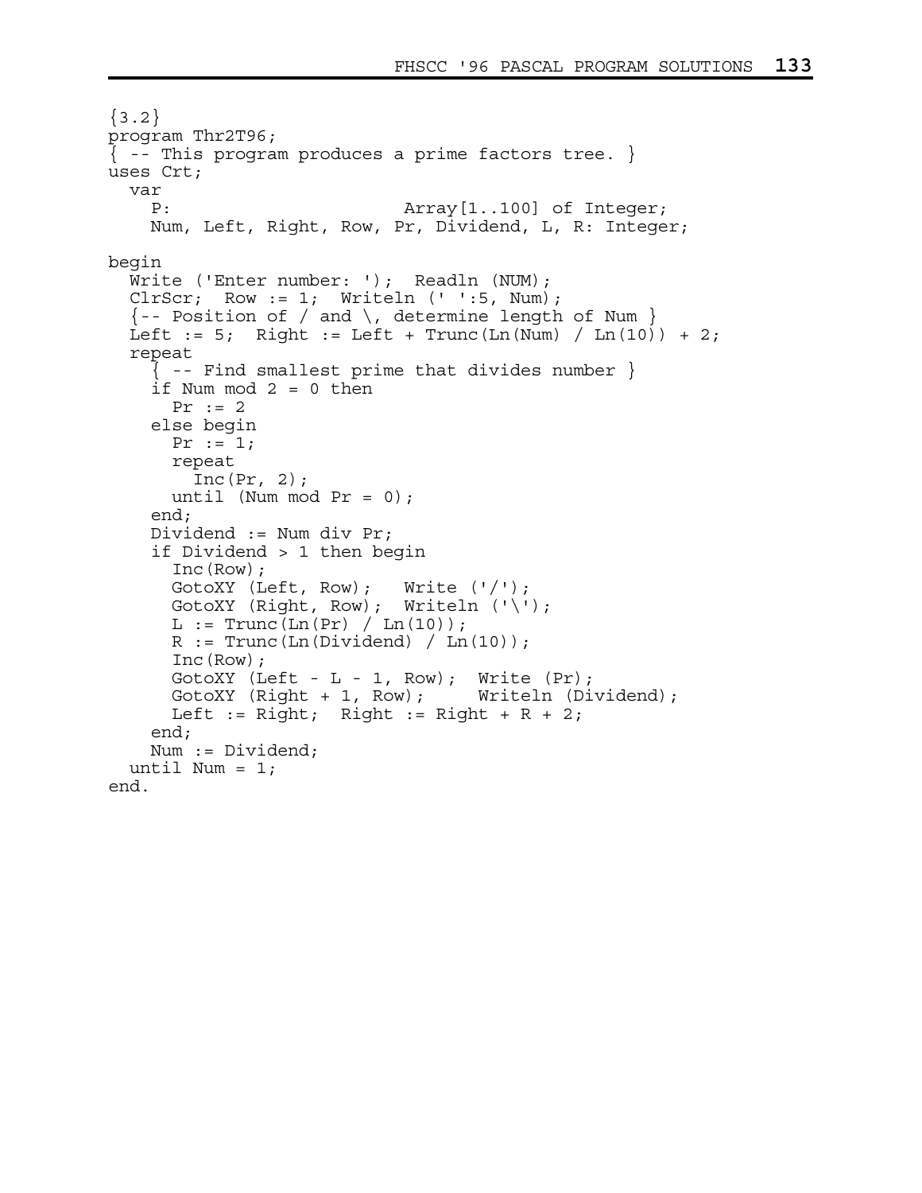```
{3.2}
program Thr2T96;
{ -- This program produces a prime factors tree. }
uses Crt;
  var
    P:                    Array[1..100] of Integer;
    Num, Left, Right, Row, Pr, Dividend, L, R: Integer;

begin
  Write ('Enter number: ');  Readln (NUM);
  ClrScr;  Row := 1;  Writeln (' ':5, Num);
  {-- Position of / and \, determine length of Num }
  Left := 5;  Right := Left + Trunc(Ln(Num) / Ln(10)) + 2;
  repeat
    { -- Find smallest prime that divides number }
    if Num mod 2 = 0 then
      Pr := 2
    else begin
      Pr := 1;
      repeat
        Inc(Pr, 2);
      until (Num mod Pr = 0);
    end;
    Dividend := Num div Pr;
    if Dividend > 1 then begin
      Inc(Row);
      GotoXY (Left, Row);   Write ('/');
      GotoXY (Right, Row);  Writeln ('\');
      L := Trunc(Ln(Pr) / Ln(10));
      R := Trunc(Ln(Dividend) / Ln(10));
      Inc(Row);
      GotoXY (Left - L - 1, Row);  Write (Pr);
      GotoXY (Right + 1, Row);     Writeln (Dividend);
      Left := Right;  Right := Right + R + 2;
    end;
    Num := Dividend;
  until Num = 1;
end.
```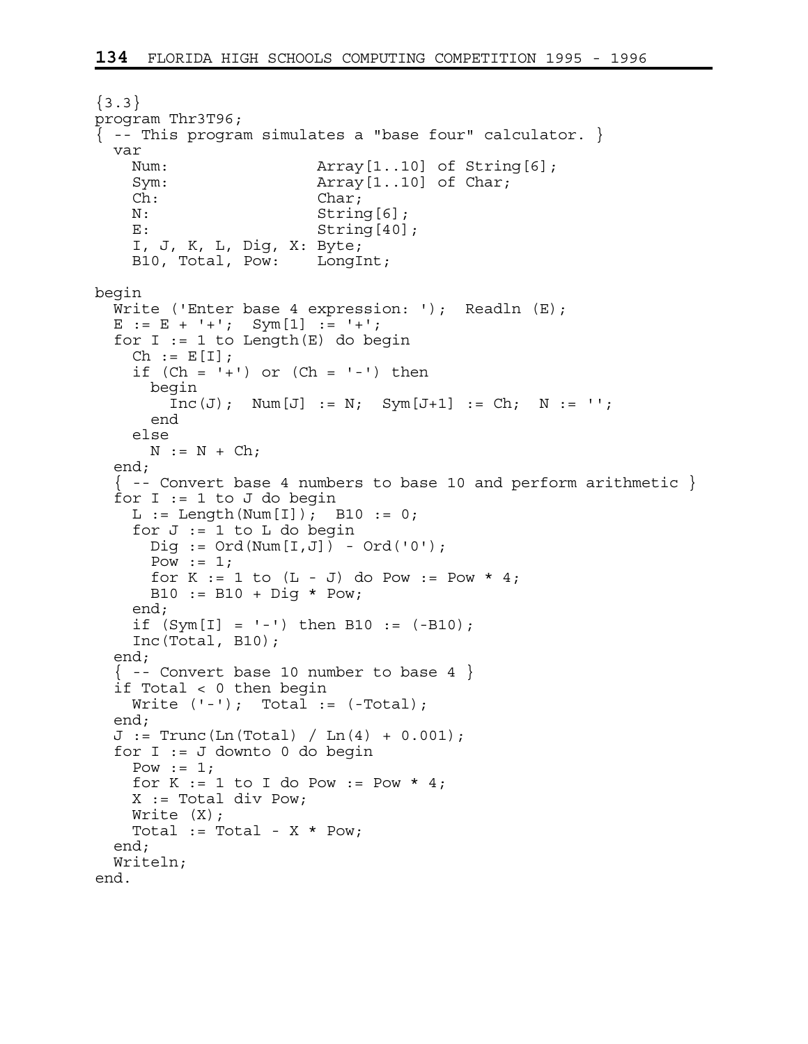{3.3}

```
program Thr3T96;
{ -- This program simulates a "base four" calculator. }
  var
    Num:                Array[1..10] of String[6];
    Sym:                Array[1..10] of Char;
    Ch:                 Char;
    N:                  String[6];
    E:                  String[40];
    I, J, K, L, Dig, X: Byte;
    B10, Total, Pow:    LongInt;

begin
  Write ('Enter base 4 expression: ');  Readln (E);
  E := E + '+';  Sym[1] := '+';
  for I := 1 to Length(E) do begin
    Ch := E[I];
    if (Ch = '+') or (Ch = '-') then
      begin
        Inc(J);  Num[J] := N;  Sym[J+1] := Ch;  N := '';
      end
    else
      N := N + Ch;
  end;
  { -- Convert base 4 numbers to base 10 and perform arithmetic }
  for I := 1 to J do begin
    L := Length(Num[I]);  B10 := 0;
    for J := 1 to L do begin
      Dig := Ord(Num[I,J]) - Ord('0');
      Pow := 1;
      for K := 1 to (L - J) do Pow := Pow * 4;
      B10 := B10 + Dig * Pow;
    end;
    if (Sym[I] = '-') then B10 := (-B10);
    Inc(Total, B10);
  end;
  { -- Convert base 10 number to base 4 }
  if Total < 0 then begin
    Write ('-');  Total := (-Total);
  end;
  J := Trunc(Ln(Total) / Ln(4) + 0.001);
  for I := J downto 0 do begin
    Pow := 1;
    for K := 1 to I do Pow := Pow * 4;
    X := Total div Pow;
    Write (X);
    Total := Total - X * Pow;
  end;
  Writeln;
end.
```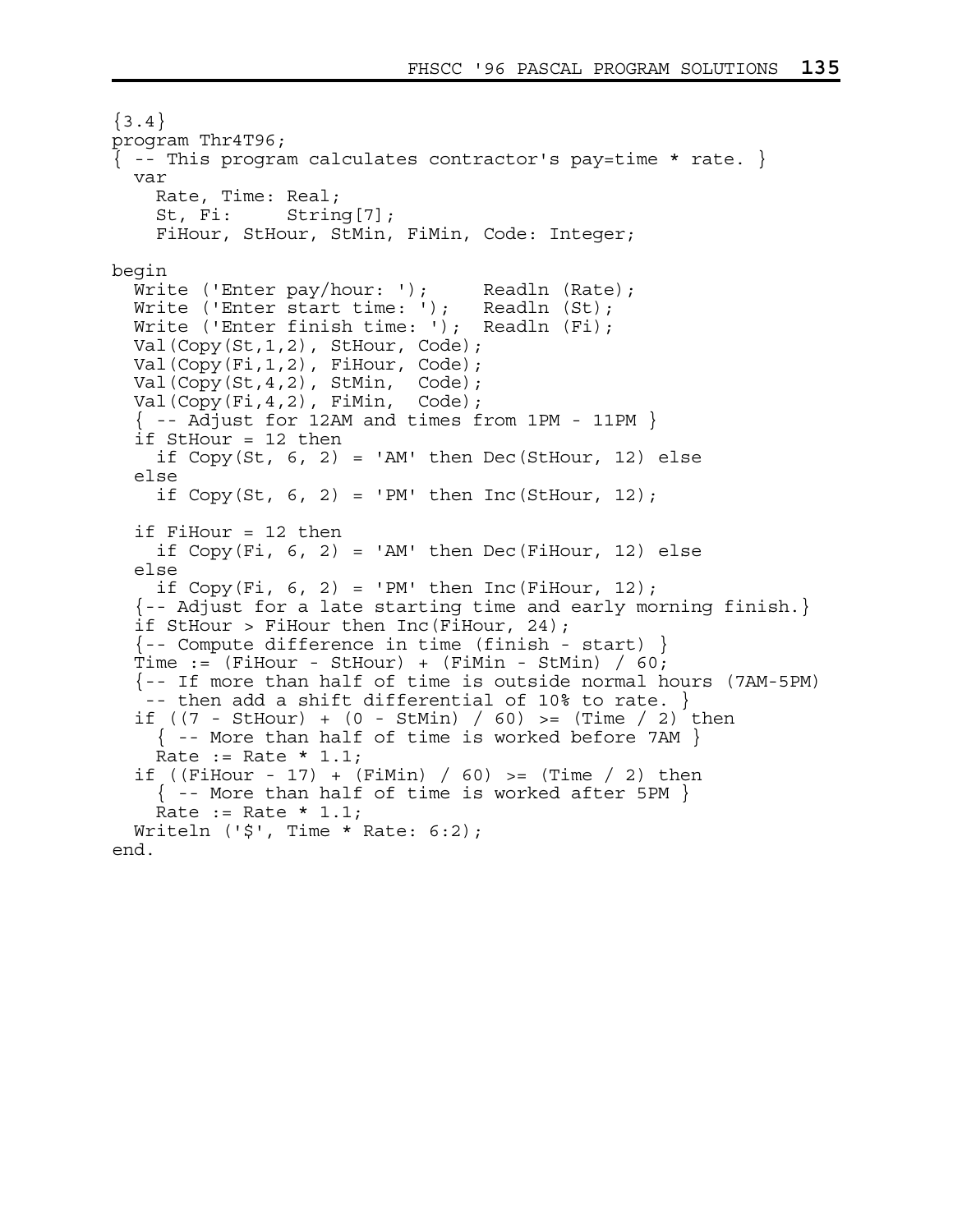```
{3.4}
program Thr4T96;
{ -- This program calculates contractor's pay=time * rate. }
  var
    Rate, Time: Real;
    St, Fi:     String[7];
    FiHour, StHour, StMin, FiMin, Code: Integer;

begin
  Write ('Enter pay/hour: ');     Readln (Rate);
  Write ('Enter start time: ');   Readln (St);
  Write ('Enter finish time: ');  Readln (Fi);
  Val(Copy(St,1,2), StHour, Code);
  Val(Copy(Fi,1,2), FiHour, Code);
  Val(Copy(St,4,2), StMin,  Code);
  Val(Copy(Fi,4,2), FiMin,  Code);
  { -- Adjust for 12AM and times from 1PM - 11PM }
  if StHour = 12 then
    if Copy(St, 6, 2) = 'AM' then Dec(StHour, 12) else
  else
    if Copy(St, 6, 2) = 'PM' then Inc(StHour, 12);

  if FiHour = 12 then
    if Copy(Fi, 6, 2) = 'AM' then Dec(FiHour, 12) else
  else
    if Copy(Fi, 6, 2) = 'PM' then Inc(FiHour, 12);
  {-- Adjust for a late starting time and early morning finish.}
  if StHour > FiHour then Inc(FiHour, 24);
  {-- Compute difference in time (finish - start) }
  Time := (FiHour - StHour) + (FiMin - StMin) / 60;
  {-- If more than half of time is outside normal hours (7AM-5PM)
   -- then add a shift differential of 10% to rate. }
  if ((7 - StHour) + (0 - StMin) / 60) >= (Time / 2) then
    { -- More than half of time is worked before 7AM }
    Rate := Rate * 1.1;
  if ((FiHour - 17) + (FiMin) / 60) >= (Time / 2) then
    { -- More than half of time is worked after 5PM }
    Rate := Rate * 1.1;
  Writeln ('$', Time * Rate: 6:2);
end.
```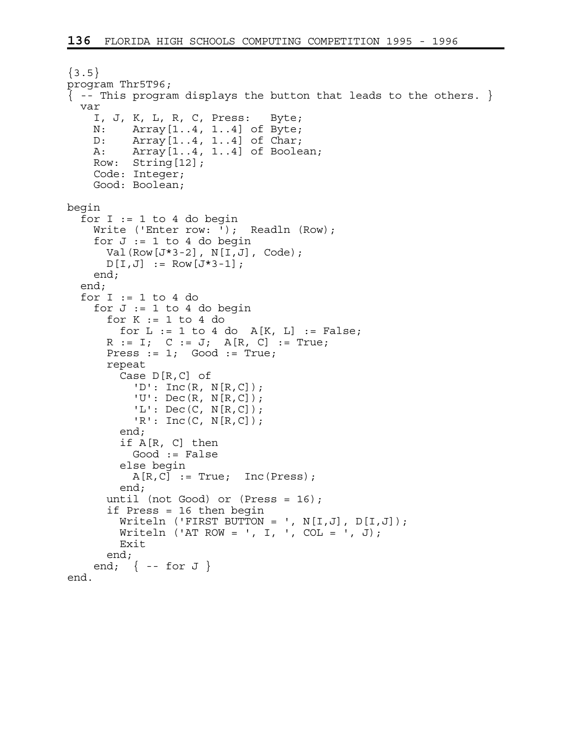```
{3.5}
program Thr5T96;
{ -- This program displays the button that leads to the others. }
  var
    I, J, K, L, R, C, Press:   Byte;
    N:    Array[1..4, 1..4] of Byte;
    D:    Array[1..4, 1..4] of Char;
    A:    Array[1..4, 1..4] of Boolean;
    Row:  String[12];
    Code: Integer;
    Good: Boolean;

begin
  for I := 1 to 4 do begin
    Write ('Enter row: ');  Readln (Row);
    for J := 1 to 4 do begin
      Val(Row[J*3-2], N[I,J], Code);
      D[I,J] := Row[J*3-1];
    end;
  end;
  for I := 1 to 4 do
    for J := 1 to 4 do begin
      for K := 1 to 4 do
        for L := 1 to 4 do  A[K, L] := False;
      R := I;  C := J;  A[R, C] := True;
      Press := 1;  Good := True;
      repeat
        Case D[R,C] of
          'D': Inc(R, N[R,C]);
          'U': Dec(R, N[R,C]);
          'L': Dec(C, N[R,C]);
          'R': Inc(C, N[R,C]);
        end;
        if A[R, C] then
          Good := False
        else begin
          A[R,C] := True;  Inc(Press);
        end;
      until (not Good) or (Press = 16);
      if Press = 16 then begin
        Writeln ('FIRST BUTTON = ', N[I,J], D[I,J]);
        Writeln ('AT ROW = ', I, ', COL = ', J);
        Exit
      end;
    end;  { -- for J }
end.
```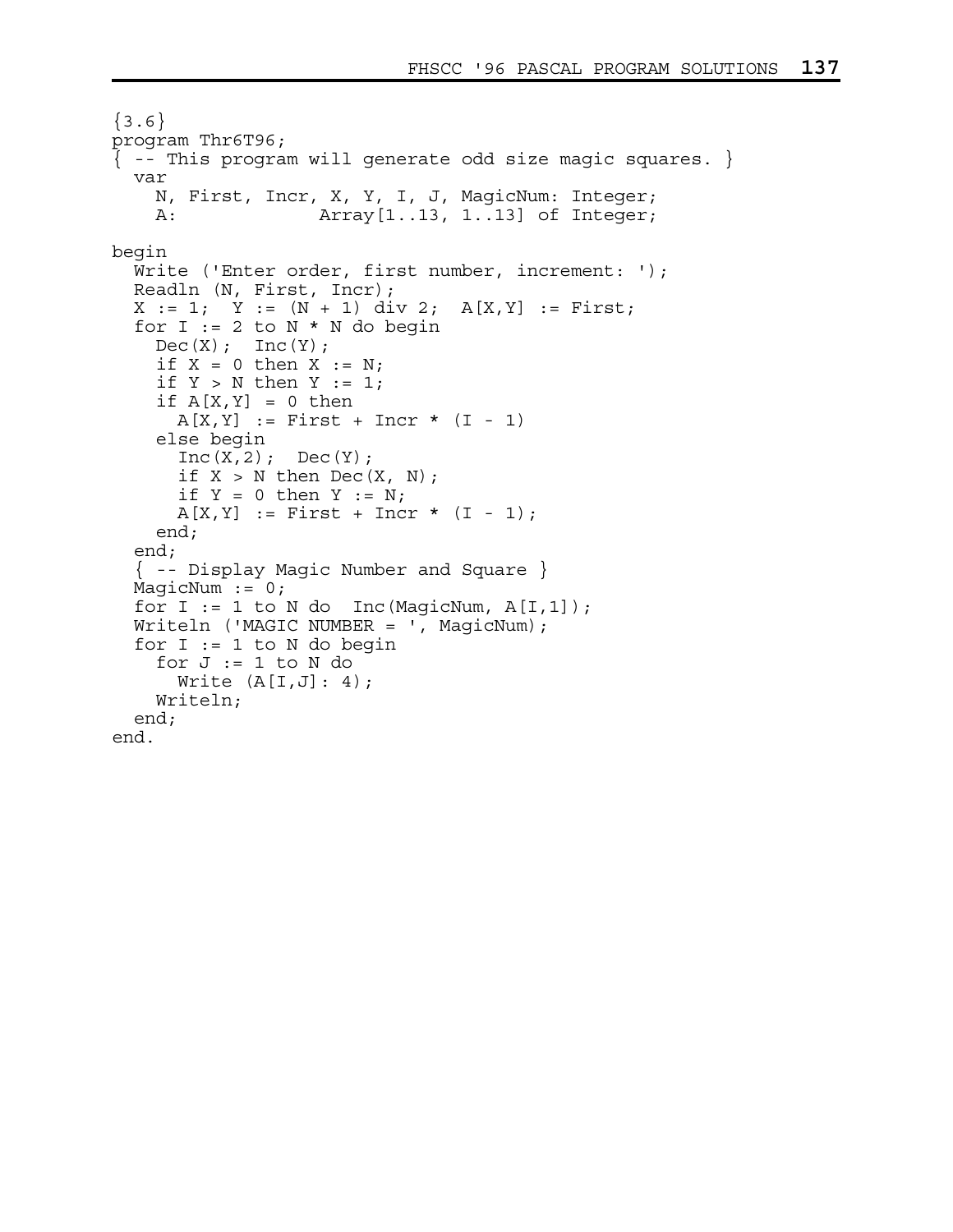```
{3.6}
program Thr6T96;
{ -- This program will generate odd size magic squares. }
  var
    N, First, Incr, X, Y, I, J, MagicNum: Integer;
    A:              Array[1..13, 1..13] of Integer;

begin
  Write ('Enter order, first number, increment: ');
  Readln (N, First, Incr);
  X := 1;  Y := (N + 1) div 2;  A[X,Y] := First;
  for I := 2 to N * N do begin
    Dec(X);  Inc(Y);
    if X = 0 then X := N;
    if Y > N then Y := 1;
    if A[X,Y] = 0 then
      A[X,Y] := First + Incr * (I - 1)
    else begin
      Inc(X,2);  Dec(Y);
      if X > N then Dec(X, N);
      if Y = 0 then Y := N;
      A[X,Y] := First + Incr * (I - 1);
    end;
  end;
  { -- Display Magic Number and Square }
  MagicNum := 0;
  for I := 1 to N do  Inc(MagicNum, A[I,1]);
  Writeln ('MAGIC NUMBER = ', MagicNum);
  for I := 1 to N do begin
    for J := 1 to N do
      Write (A[I,J]: 4);
    Writeln;
  end;
end.
```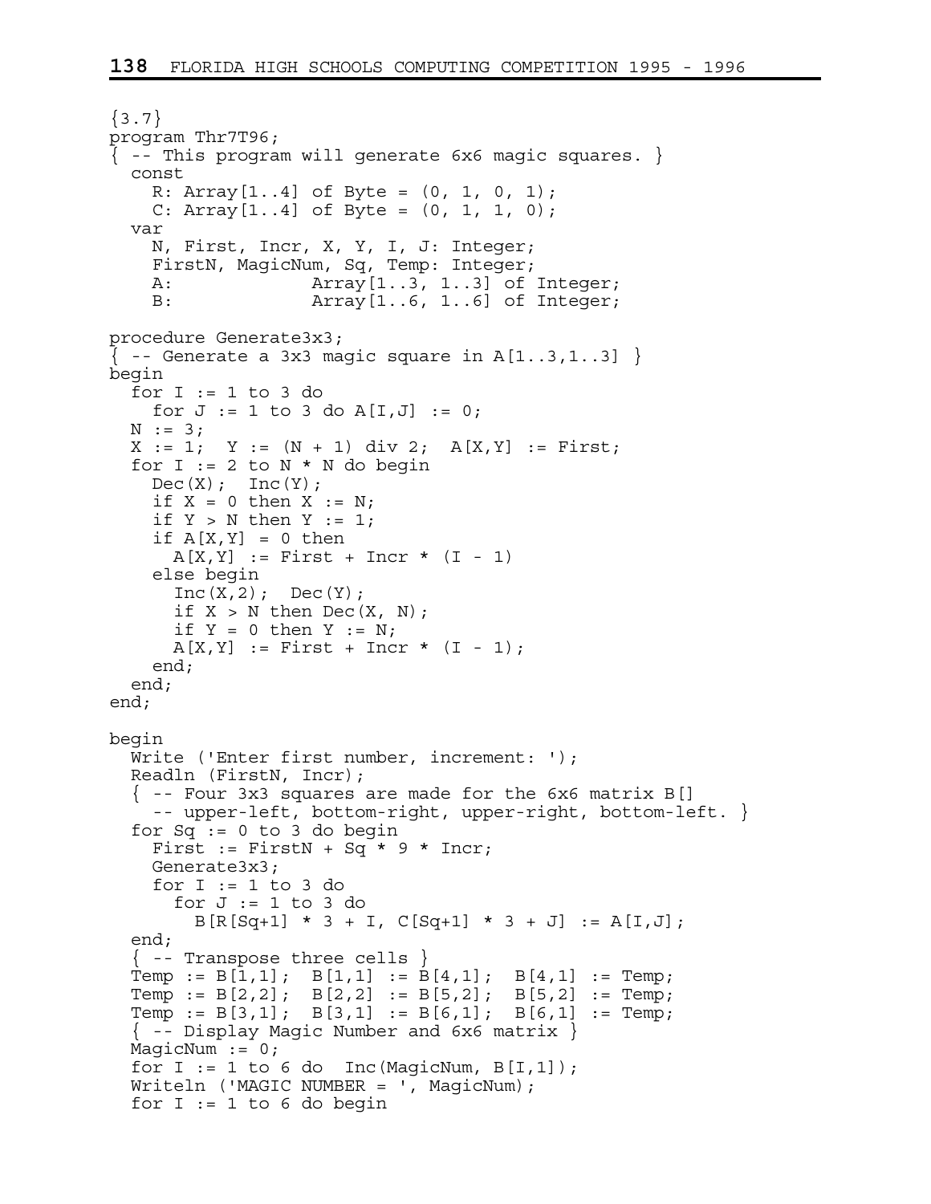```
{3.7}
program Thr7T96;
{ -- This program will generate 6x6 magic squares. }
  const
    R: Array[1..4] of Byte = (0, 1, 0, 1);
    C: Array[1..4] of Byte = (0, 1, 1, 0);
  var
    N, First, Incr, X, Y, I, J: Integer;
    FirstN, MagicNum, Sq, Temp: Integer;
    A:             Array[1..3, 1..3] of Integer;
    B:             Array[1..6, 1..6] of Integer;

procedure Generate3x3;
{ -- Generate a 3x3 magic square in A[1..3,1..3] }
begin
  for I := 1 to 3 do
    for J := 1 to 3 do A[I,J] := 0;
  N := 3;
  X := 1;  Y := (N + 1) div 2;  A[X,Y] := First;
  for I := 2 to N * N do begin
    Dec(X);  Inc(Y);
    if X = 0 then X := N;
    if Y > N then Y := 1;
    if A[X,Y] = 0 then
      A[X,Y] := First + Incr * (I - 1)
    else begin
      Inc(X,2);  Dec(Y);
      if X > N then Dec(X, N);
      if Y = 0 then Y := N;
      A[X,Y] := First + Incr * (I - 1);
    end;
  end;
end;

begin
  Write ('Enter first number, increment: ');
  Readln (FirstN, Incr);
  { -- Four 3x3 squares are made for the 6x6 matrix B[]
    -- upper-left, bottom-right, upper-right, bottom-left. }
  for Sq := 0 to 3 do begin
    First := FirstN + Sq * 9 * Incr;
    Generate3x3;
    for I := 1 to 3 do
      for J := 1 to 3 do
        B[R[Sq+1] * 3 + I, C[Sq+1] * 3 + J] := A[I,J];
  end;
  { -- Transpose three cells }
  Temp := B[1,1];  B[1,1] := B[4,1];  B[4,1] := Temp;
  Temp := B[2,2];  B[2,2] := B[5,2];  B[5,2] := Temp;
  Temp := B[3,1];  B[3,1] := B[6,1];  B[6,1] := Temp;
  { -- Display Magic Number and 6x6 matrix }
  MagicNum := 0;
  for I := 1 to 6 do  Inc(MagicNum, B[I,1]);
  Writeln ('MAGIC NUMBER = ', MagicNum);
  for I := 1 to 6 do begin
```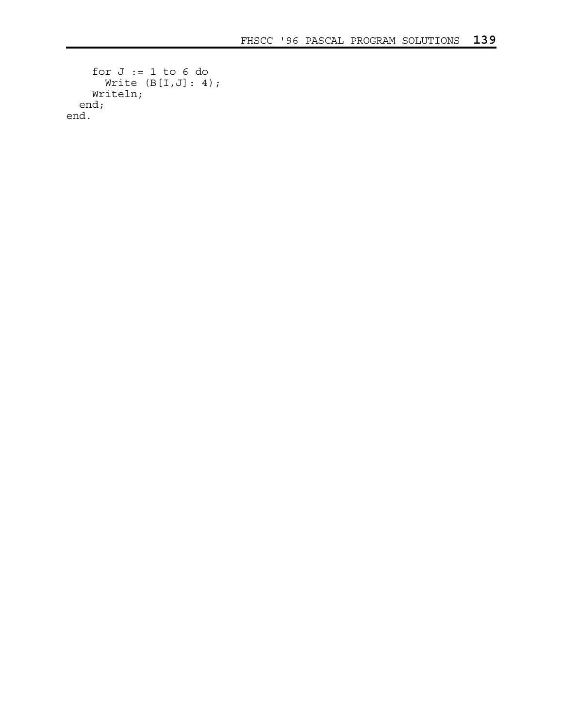```
    for J := 1 to 6 do
      Write (B[I,J]: 4);
    Writeln;
  end;
end.
```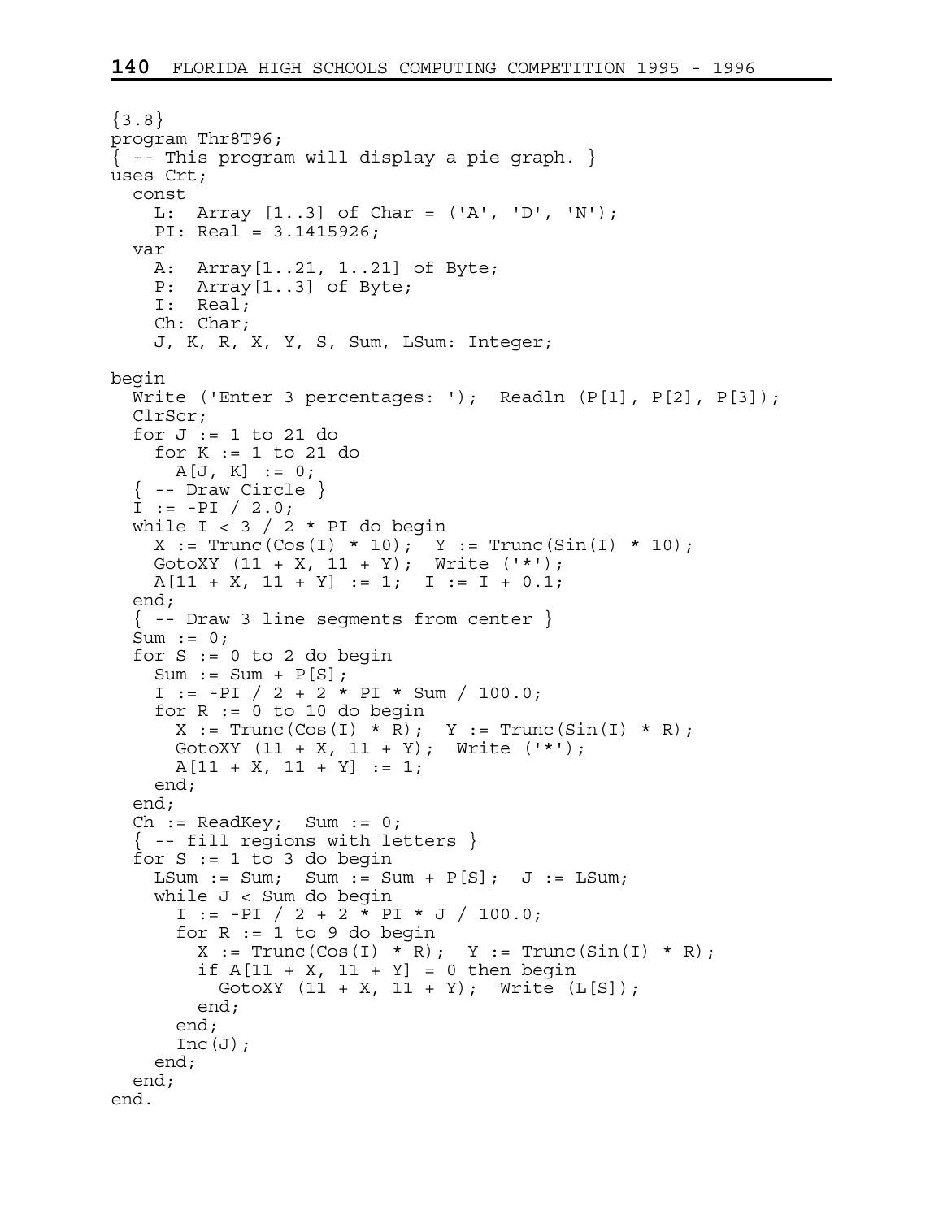{3.8}

```
program Thr8T96;
{ -- This program will display a pie graph. }
uses Crt;
  const
    L:  Array [1..3] of Char = ('A', 'D', 'N');
    PI: Real = 3.1415926;
  var
    A:  Array[1..21, 1..21] of Byte;
    P:  Array[1..3] of Byte;
    I:  Real;
    Ch: Char;
    J, K, R, X, Y, S, Sum, LSum: Integer;

begin
  Write ('Enter 3 percentages: ');  Readln (P[1], P[2], P[3]);
  ClrScr;
  for J := 1 to 21 do
    for K := 1 to 21 do
      A[J, K] := 0;
  { -- Draw Circle }
  I := -PI / 2.0;
  while I < 3 / 2 * PI do begin
    X := Trunc(Cos(I) * 10);  Y := Trunc(Sin(I) * 10);
    GotoXY (11 + X, 11 + Y);  Write ('*');
    A[11 + X, 11 + Y] := 1;  I := I + 0.1;
  end;
  { -- Draw 3 line segments from center }
  Sum := 0;
  for S := 0 to 2 do begin
    Sum := Sum + P[S];
    I := -PI / 2 + 2 * PI * Sum / 100.0;
    for R := 0 to 10 do begin
      X := Trunc(Cos(I) * R);  Y := Trunc(Sin(I) * R);
      GotoXY (11 + X, 11 + Y);  Write ('*');
      A[11 + X, 11 + Y] := 1;
    end;
  end;
  Ch := ReadKey;  Sum := 0;
  { -- fill regions with letters }
  for S := 1 to 3 do begin
    LSum := Sum;  Sum := Sum + P[S];  J := LSum;
    while J < Sum do begin
      I := -PI / 2 + 2 * PI * J / 100.0;
      for R := 1 to 9 do begin
        X := Trunc(Cos(I) * R);  Y := Trunc(Sin(I) * R);
        if A[11 + X, 11 + Y] = 0 then begin
          GotoXY (11 + X, 11 + Y);  Write (L[S]);
        end;
      end;
      Inc(J);
    end;
  end;
end.
```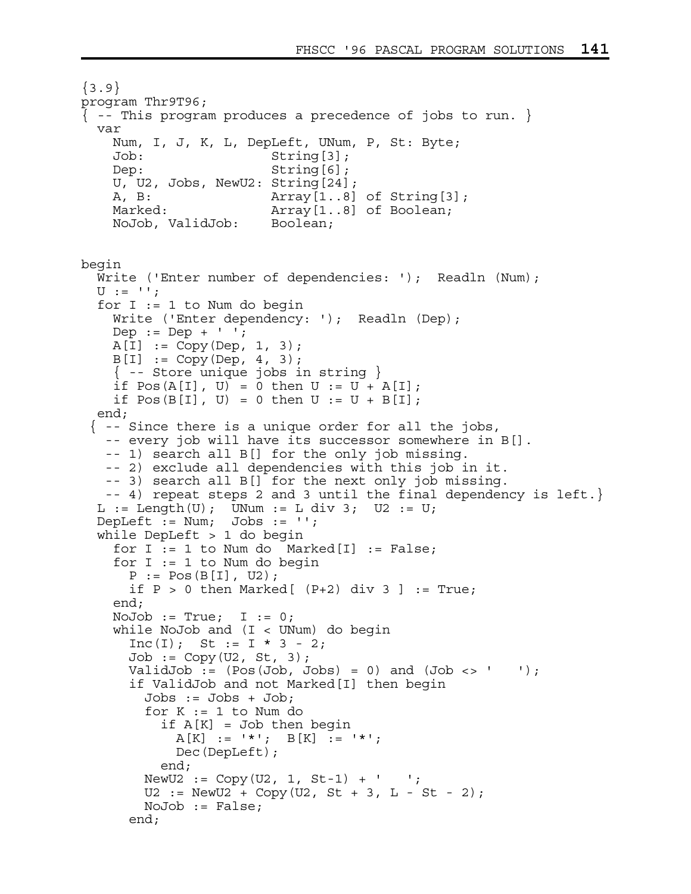```
{3.9}
program Thr9T96;
{ -- This program produces a precedence of jobs to run. }
  var
    Num, I, J, K, L, DepLeft, UNum, P, St: Byte;
    Job:                String[3];
    Dep:                String[6];
    U, U2, Jobs, NewU2: String[24];
    A, B:               Array[1..8] of String[3];
    Marked:             Array[1..8] of Boolean;
    NoJob, ValidJob:    Boolean;


begin
  Write ('Enter number of dependencies: ');  Readln (Num);
  U := '';
  for I := 1 to Num do begin
    Write ('Enter dependency: ');  Readln (Dep);
    Dep := Dep + ' ';
    A[I] := Copy(Dep, 1, 3);
    B[I] := Copy(Dep, 4, 3);
    { -- Store unique jobs in string }
    if Pos(A[I], U) = 0 then U := U + A[I];
    if Pos(B[I], U) = 0 then U := U + B[I];
  end;
 { -- Since there is a unique order for all the jobs,
   -- every job will have its successor somewhere in B[].
   -- 1) search all B[] for the only job missing.
   -- 2) exclude all dependencies with this job in it.
   -- 3) search all B[] for the next only job missing.
   -- 4) repeat steps 2 and 3 until the final dependency is left.}
  L := Length(U);  UNum := L div 3;  U2 := U;
  DepLeft := Num;  Jobs := '';
  while DepLeft > 1 do begin
    for I := 1 to Num do  Marked[I] := False;
    for I := 1 to Num do begin
      P := Pos(B[I], U2);
      if P > 0 then Marked[ (P+2) div 3 ] := True;
    end;
    NoJob := True;  I := 0;
    while NoJob and (I < UNum) do begin
      Inc(I);  St := I * 3 - 2;
      Job := Copy(U2, St, 3);
      ValidJob := (Pos(Job, Jobs) = 0) and (Job <> '   ');
      if ValidJob and not Marked[I] then begin
        Jobs := Jobs + Job;
        for K := 1 to Num do
          if A[K] = Job then begin
            A[K] := '*';  B[K] := '*';
            Dec(DepLeft);
          end;
        NewU2 := Copy(U2, 1, St-1) + '   ';
        U2 := NewU2 + Copy(U2, St + 3, L - St - 2);
        NoJob := False;
      end;
```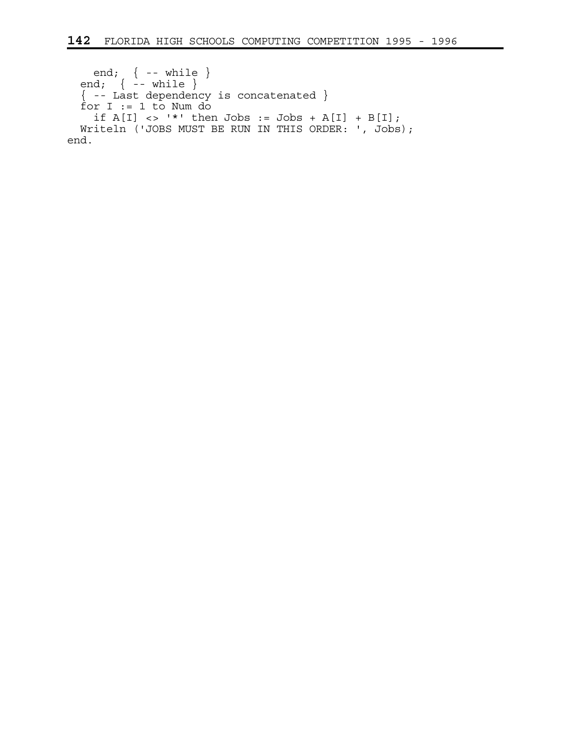```
    end;  { -- while }
  end;  { -- while }
  { -- Last dependency is concatenated }
  for I := 1 to Num do
    if A[I] <> '*' then Jobs := Jobs + A[I] + B[I];
  Writeln ('JOBS MUST BE RUN IN THIS ORDER: ', Jobs);
end.
```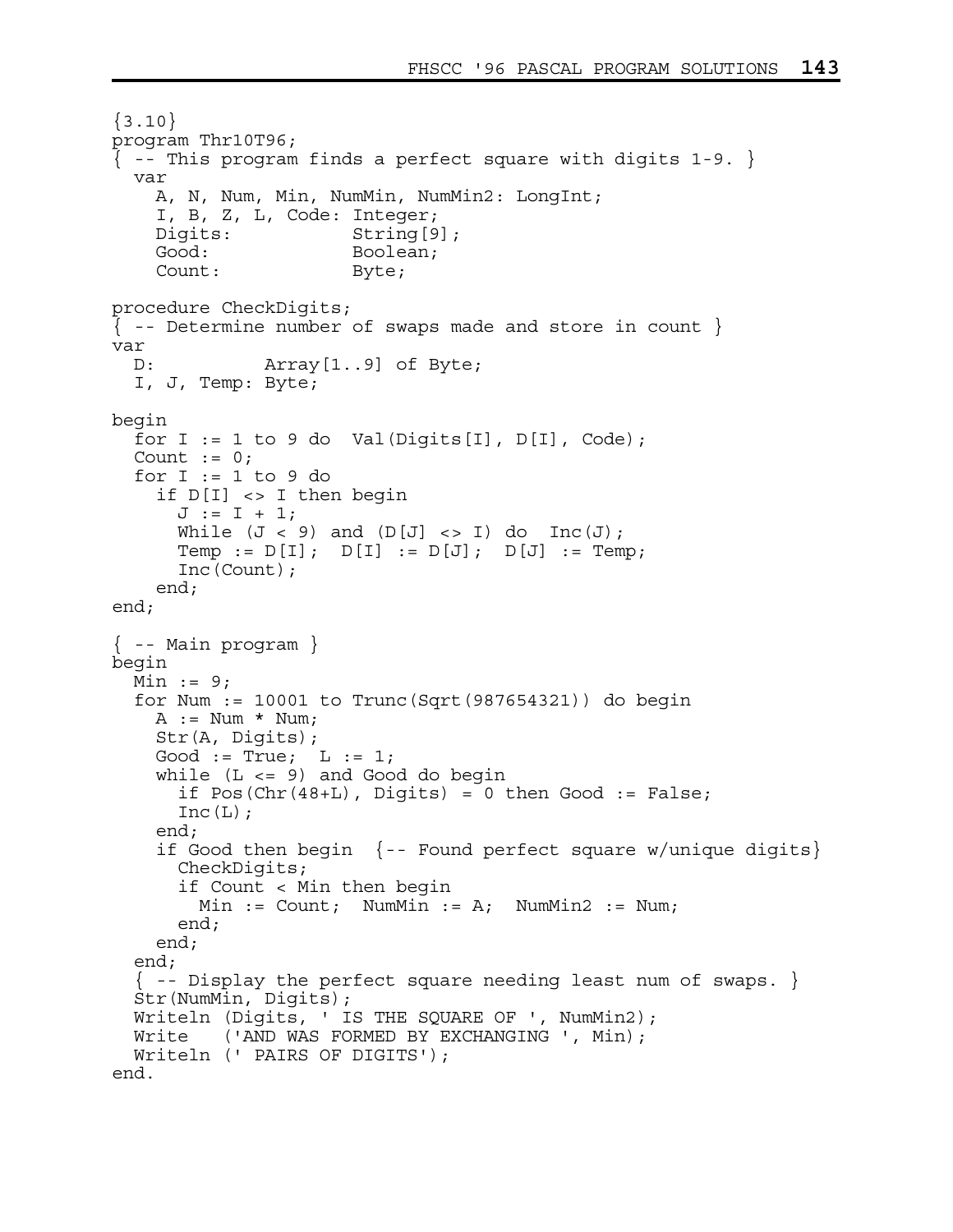```
{3.10}
program Thr10T96;
{ -- This program finds a perfect square with digits 1-9. }
  var
    A, N, Num, Min, NumMin, NumMin2: LongInt;
    I, B, Z, L, Code: Integer;
    Digits:           String[9];
    Good:             Boolean;
    Count:            Byte;

procedure CheckDigits;
{ -- Determine number of swaps made and store in count }
var
  D:          Array[1..9] of Byte;
  I, J, Temp: Byte;

begin
  for I := 1 to 9 do  Val(Digits[I], D[I], Code);
  Count := 0;
  for I := 1 to 9 do
    if D[I] <> I then begin
      J := I + 1;
      While (J < 9) and (D[J] <> I) do  Inc(J);
      Temp := D[I];  D[I] := D[J];  D[J] := Temp;
      Inc(Count);
    end;
end;

{ -- Main program }
begin
  Min := 9;
  for Num := 10001 to Trunc(Sqrt(987654321)) do begin
    A := Num * Num;
    Str(A, Digits);
    Good := True;  L := 1;
    while (L <= 9) and Good do begin
      if Pos(Chr(48+L), Digits) = 0 then Good := False;
      Inc(L);
    end;
    if Good then begin  {-- Found perfect square w/unique digits}
      CheckDigits;
      if Count < Min then begin
        Min := Count;  NumMin := A;  NumMin2 := Num;
      end;
    end;
  end;
  { -- Display the perfect square needing least num of swaps. }
  Str(NumMin, Digits);
  Writeln (Digits, ' IS THE SQUARE OF ', NumMin2);
  Write   ('AND WAS FORMED BY EXCHANGING ', Min);
  Writeln (' PAIRS OF DIGITS');
end.
```